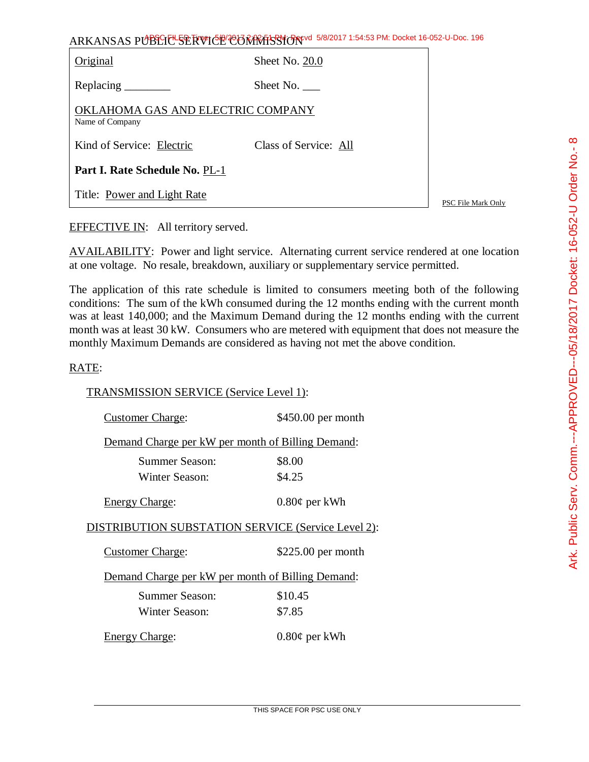ARKANSAS PUBLIC SERVICE COMMISSION

| Original | Sheet No. 20.0 |
|---|---|
| Replacing ________ | Sheet No. ___ |
| OKLAHOMA GAS AND ELECTRIC COMPANY<br>Name of Company | |
| Kind of Service: Electric | Class of Service: All |
| **Part I. Rate Schedule No.** PL-1 | |
| Title: Power and Light Rate | |

PSC File Mark Only

EFFECTIVE IN: All territory served.

AVAILABILITY: Power and light service. Alternating current service rendered at one location at one voltage. No resale, breakdown, auxiliary or supplementary service permitted.

The application of this rate schedule is limited to consumers meeting both of the following conditions: The sum of the kWh consumed during the 12 months ending with the current month was at least 140,000; and the Maximum Demand during the 12 months ending with the current month was at least 30 kW. Consumers who are metered with equipment that does not measure the monthly Maximum Demands are considered as having not met the above condition.

RATE:

TRANSMISSION SERVICE (Service Level 1):

Customer Charge: $450.00 per month

Demand Charge per kW per month of Billing Demand:

- Summer Season: $8.00
- Winter Season: $4.25

Energy Charge: 0.80¢ per kWh

DISTRIBUTION SUBSTATION SERVICE (Service Level 2):

Customer Charge: $225.00 per month

Demand Charge per kW per month of Billing Demand:

- Summer Season: $10.45
- Winter Season: $7.85

Energy Charge: 0.80¢ per kWh

THIS SPACE FOR PSC USE ONLY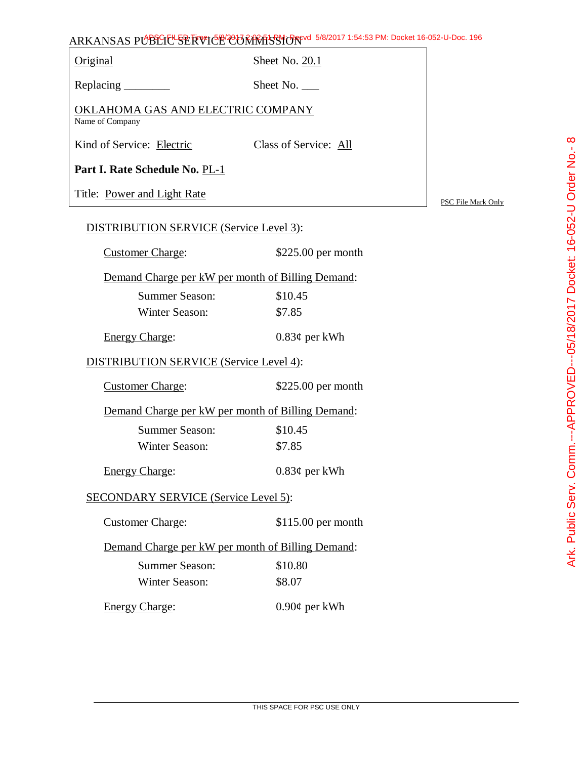ARKANSAS PUBLIC SERVICE COMMISSION

| Original | Sheet No. 20.1 |
|---|---|
| Replacing ________ | Sheet No. ___ |
| OKLAHOMA GAS AND ELECTRIC COMPANY<br>Name of Company | |
| Kind of Service: Electric | Class of Service: All |
| **Part I. Rate Schedule No.** PL-1 | |
| Title: Power and Light Rate | |

PSC File Mark Only

DISTRIBUTION SERVICE (Service Level 3):

Customer Charge: $225.00 per month

Demand Charge per kW per month of Billing Demand:

| | |
|---|---|
| Summer Season: | $10.45 |
| Winter Season: | $7.85 |

Energy Charge: 0.83¢ per kWh

DISTRIBUTION SERVICE (Service Level 4):

Customer Charge: $225.00 per month

Demand Charge per kW per month of Billing Demand:

| | |
|---|---|
| Summer Season: | $10.45 |
| Winter Season: | $7.85 |

Energy Charge: 0.83¢ per kWh

SECONDARY SERVICE (Service Level 5):

Customer Charge: $115.00 per month

Demand Charge per kW per month of Billing Demand:

| | |
|---|---|
| Summer Season: | $10.80 |
| Winter Season: | $8.07 |

Energy Charge: 0.90¢ per kWh

THIS SPACE FOR PSC USE ONLY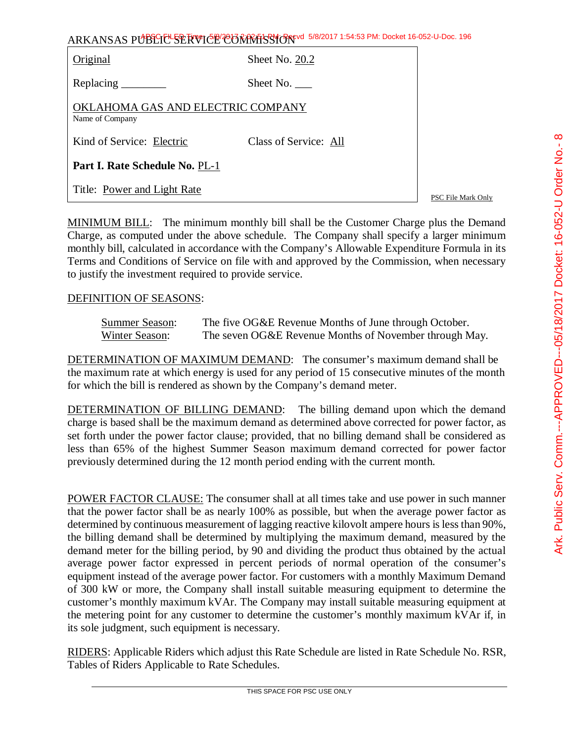ARKANSAS PUBLIC SERVICE COMMISSION

| Original | Sheet No. 20.2 |
|---|---|
| Replacing ________ | Sheet No. ___ |
| OKLAHOMA GAS AND ELECTRIC COMPANY<br>Name of Company | |
| Kind of Service: Electric | Class of Service: All |
| **Part I. Rate Schedule No.** PL-1 | |
| Title: Power and Light Rate | |

PSC File Mark Only

MINIMUM BILL: The minimum monthly bill shall be the Customer Charge plus the Demand Charge, as computed under the above schedule. The Company shall specify a larger minimum monthly bill, calculated in accordance with the Company's Allowable Expenditure Formula in its Terms and Conditions of Service on file with and approved by the Commission, when necessary to justify the investment required to provide service.

DEFINITION OF SEASONS:

| | |
|---|---|
| Summer Season: | The five OG&E Revenue Months of June through October. |
| Winter Season: | The seven OG&E Revenue Months of November through May. |

DETERMINATION OF MAXIMUM DEMAND: The consumer's maximum demand shall be the maximum rate at which energy is used for any period of 15 consecutive minutes of the month for which the bill is rendered as shown by the Company's demand meter.

DETERMINATION OF BILLING DEMAND: The billing demand upon which the demand charge is based shall be the maximum demand as determined above corrected for power factor, as set forth under the power factor clause; provided, that no billing demand shall be considered as less than 65% of the highest Summer Season maximum demand corrected for power factor previously determined during the 12 month period ending with the current month.

POWER FACTOR CLAUSE: The consumer shall at all times take and use power in such manner that the power factor shall be as nearly 100% as possible, but when the average power factor as determined by continuous measurement of lagging reactive kilovolt ampere hours is less than 90%, the billing demand shall be determined by multiplying the maximum demand, measured by the demand meter for the billing period, by 90 and dividing the product thus obtained by the actual average power factor expressed in percent periods of normal operation of the consumer's equipment instead of the average power factor. For customers with a monthly Maximum Demand of 300 kW or more, the Company shall install suitable measuring equipment to determine the customer's monthly maximum kVAr. The Company may install suitable measuring equipment at the metering point for any customer to determine the customer's monthly maximum kVAr if, in its sole judgment, such equipment is necessary.

RIDERS: Applicable Riders which adjust this Rate Schedule are listed in Rate Schedule No. RSR, Tables of Riders Applicable to Rate Schedules.

THIS SPACE FOR PSC USE ONLY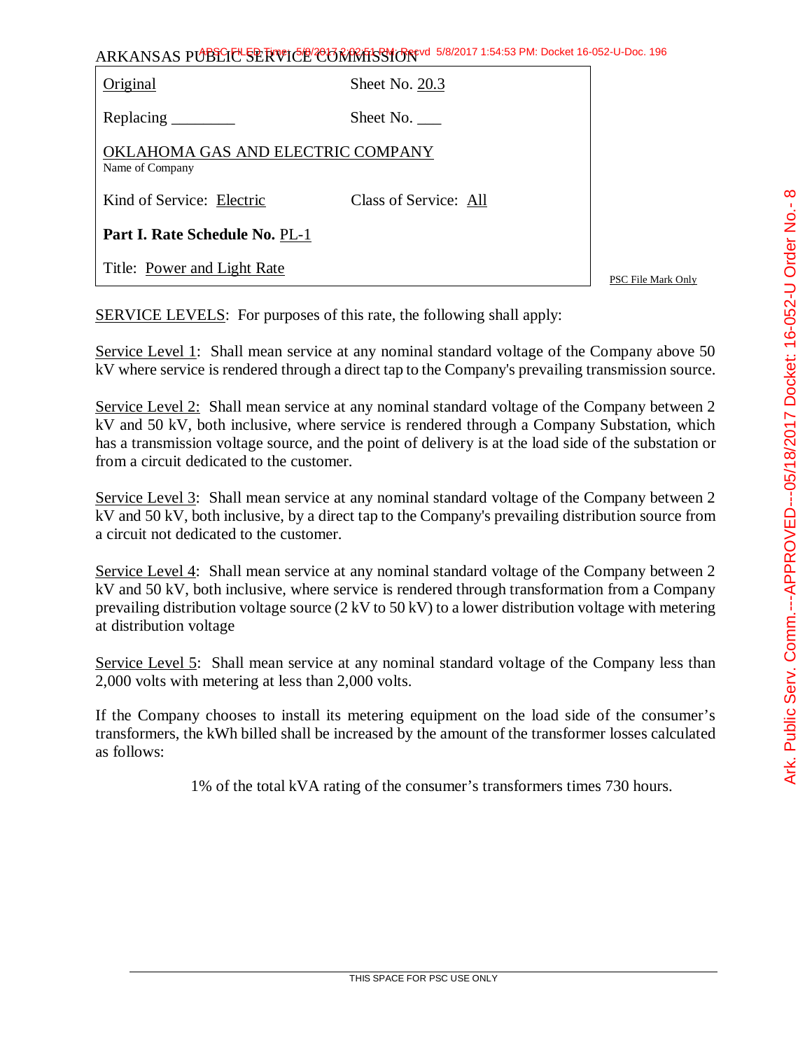ARKANSAS PUBLIC SERVICE COMMISSION

| Original | Sheet No. 20.3 |
|---|---|
| Replacing ________ | Sheet No. ___ |
| OKLAHOMA GAS AND ELECTRIC COMPANY<br>Name of Company | |
| Kind of Service: Electric | Class of Service: All |
| **Part I. Rate Schedule No.** PL-1 | |
| Title: Power and Light Rate | |

PSC File Mark Only

SERVICE LEVELS: For purposes of this rate, the following shall apply:

Service Level 1: Shall mean service at any nominal standard voltage of the Company above 50 kV where service is rendered through a direct tap to the Company's prevailing transmission source.

Service Level 2: Shall mean service at any nominal standard voltage of the Company between 2 kV and 50 kV, both inclusive, where service is rendered through a Company Substation, which has a transmission voltage source, and the point of delivery is at the load side of the substation or from a circuit dedicated to the customer.

Service Level 3: Shall mean service at any nominal standard voltage of the Company between 2 kV and 50 kV, both inclusive, by a direct tap to the Company's prevailing distribution source from a circuit not dedicated to the customer.

Service Level 4: Shall mean service at any nominal standard voltage of the Company between 2 kV and 50 kV, both inclusive, where service is rendered through transformation from a Company prevailing distribution voltage source (2 kV to 50 kV) to a lower distribution voltage with metering at distribution voltage

Service Level 5: Shall mean service at any nominal standard voltage of the Company less than 2,000 volts with metering at less than 2,000 volts.

If the Company chooses to install its metering equipment on the load side of the consumer's transformers, the kWh billed shall be increased by the amount of the transformer losses calculated as follows:

1% of the total kVA rating of the consumer's transformers times 730 hours.

THIS SPACE FOR PSC USE ONLY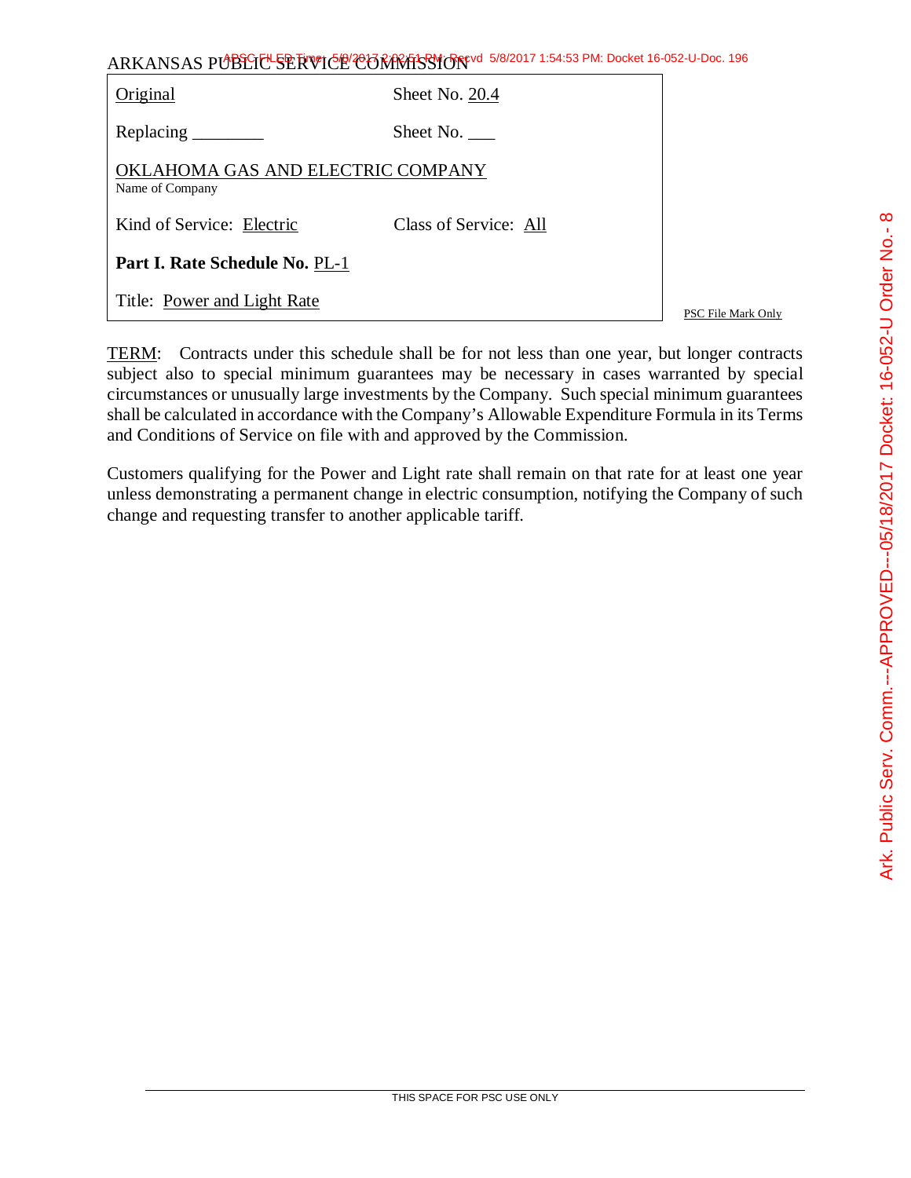ARKANSAS PUBLIC SERVICE COMMISSION

| | |
|---|---|
| Original | Sheet No. 20.4 |
| Replacing ________ | Sheet No. ___ |
| OKLAHOMA GAS AND ELECTRIC COMPANY<br>Name of Company | |
| Kind of Service: Electric | Class of Service: All |
| **Part I. Rate Schedule No.** PL-1 | |
| Title: Power and Light Rate | |

PSC File Mark Only

TERM: Contracts under this schedule shall be for not less than one year, but longer contracts subject also to special minimum guarantees may be necessary in cases warranted by special circumstances or unusually large investments by the Company. Such special minimum guarantees shall be calculated in accordance with the Company's Allowable Expenditure Formula in its Terms and Conditions of Service on file with and approved by the Commission.

Customers qualifying for the Power and Light rate shall remain on that rate for at least one year unless demonstrating a permanent change in electric consumption, notifying the Company of such change and requesting transfer to another applicable tariff.

THIS SPACE FOR PSC USE ONLY